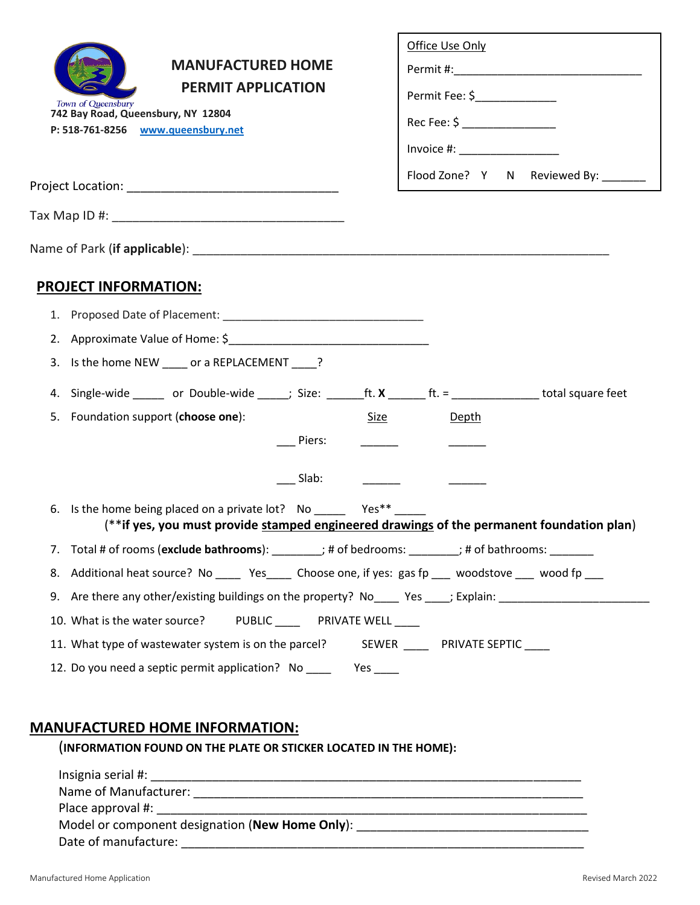# MANUFACTURED HOME PERMIT APPLICATION

Town of Queensbury
742 Bay Road, Queensbury, NY 12804
P: 518-761-8256 www.queensbury.net

Office Use Only

Permit #:______________________________

Permit Fee: $_____________

Rec Fee: $ _______________

Invoice #: ________________

Flood Zone? Y N Reviewed By: _______

Project Location: _______________________________

Tax Map ID #: __________________________________

Name of Park (**if applicable**): ___________________________________________________________

## PROJECT INFORMATION:

1. Proposed Date of Placement: ________________________________
2. Approximate Value of Home: $________________________________
3. Is the home NEW ____ or a REPLACEMENT ____?
4. Single-wide _____ or Double-wide _____; Size: ______ft. **X** ______ ft. = ______________ total square feet
5. Foundation support (**choose one**):

| | Size | Depth |
|---|---|---|
| ___ Piers: | ______ | ______ |
| ___ Slab: | ______ | ______ |

6. Is the home being placed on a private lot? No _____ Yes** _____
   (****if yes, you must provide stamped engineered drawings of the permanent foundation plan**)
7. Total # of rooms (**exclude bathrooms**): ________; # of bedrooms: ________; # of bathrooms: _______
8. Additional heat source? No ____ Yes____ Choose one, if yes: gas fp ___ woodstove ___ wood fp ___
9. Are there any other/existing buildings on the property? No____ Yes ____; Explain: ________________________
10. What is the water source? PUBLIC ____ PRIVATE WELL ____
11. What type of wastewater system is on the parcel? SEWER ____ PRIVATE SEPTIC ____
12. Do you need a septic permit application? No ____ Yes ____

## MANUFACTURED HOME INFORMATION:

(**INFORMATION FOUND ON THE PLATE OR STICKER LOCATED IN THE HOME**):

Insignia serial #: _______________________________________________________________

Name of Manufacturer: ___________________________________________________________

Place approval #: _______________________________________________________________

Model or component designation (**New Home Only**): ___________________________________

Date of manufacture: ____________________________________________________________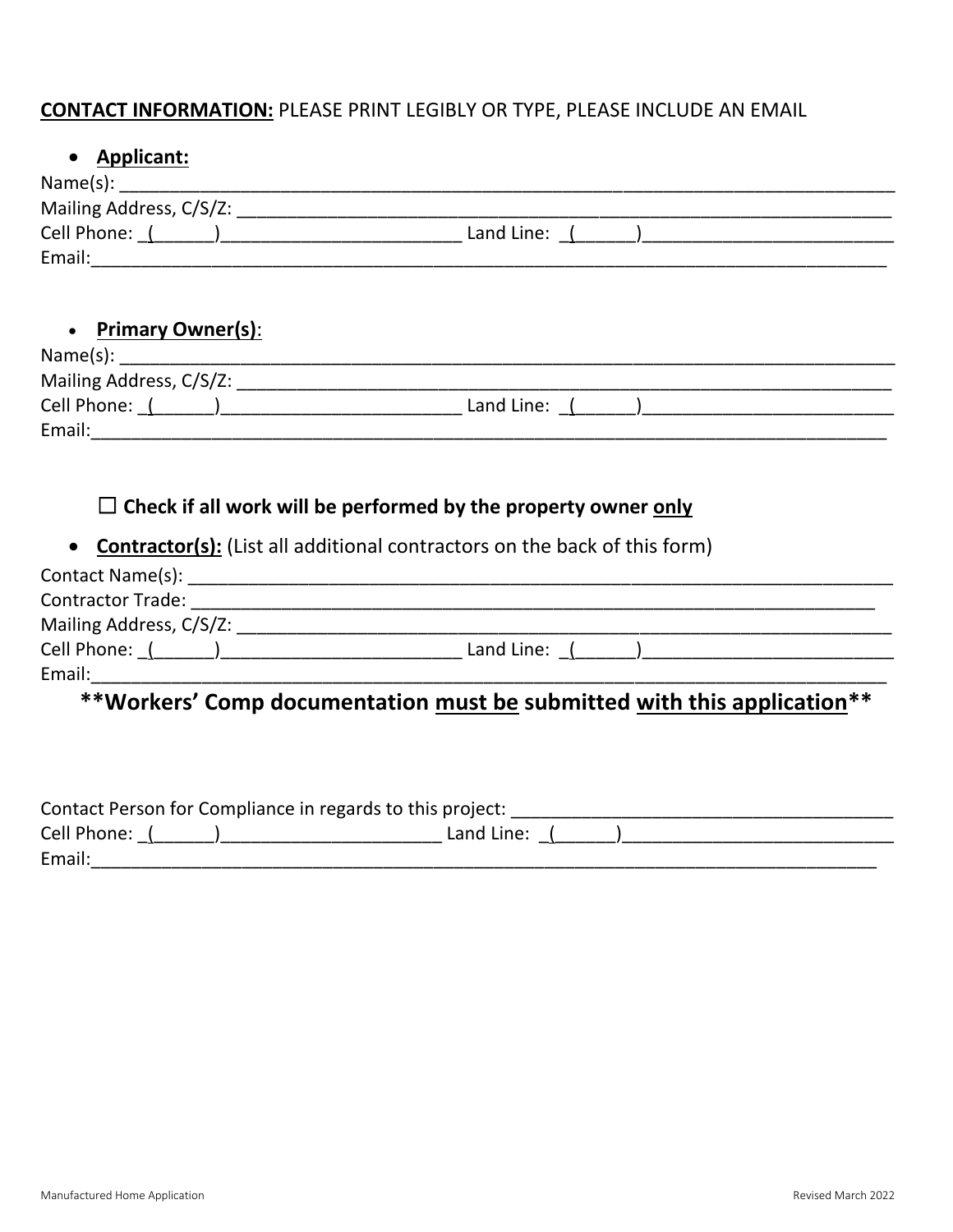**CONTACT INFORMATION:** PLEASE PRINT LEGIBLY OR TYPE, PLEASE INCLUDE AN EMAIL

- **Applicant:**

Name(s): ____________________________________________________________________________

Mailing Address, C/S/Z: _____________________________________________________________

Cell Phone: _(______)________________________ Land Line: _(______)_________________________

Email:_______________________________________________________________________________

- **Primary Owner(s)**:

Name(s): ____________________________________________________________________________

Mailing Address, C/S/Z: _____________________________________________________________

Cell Phone: _(______)________________________ Land Line: _(______)_________________________

Email:_______________________________________________________________________________

☐ **Check if all work will be performed by the property owner only**

- **Contractor(s):** (List all additional contractors on the back of this form)

Contact Name(s): ____________________________________________________________________

Contractor Trade: ___________________________________________________________________

Mailing Address, C/S/Z: _____________________________________________________________

Cell Phone: _(______)________________________ Land Line: _(______)_________________________

Email:_______________________________________________________________________________

**\*\*Workers' Comp documentation must be submitted with this application\*\***

Contact Person for Compliance in regards to this project: ______________________________________

Cell Phone: _(______)______________________ Land Line: _(______)___________________________

Email:______________________________________________________________________________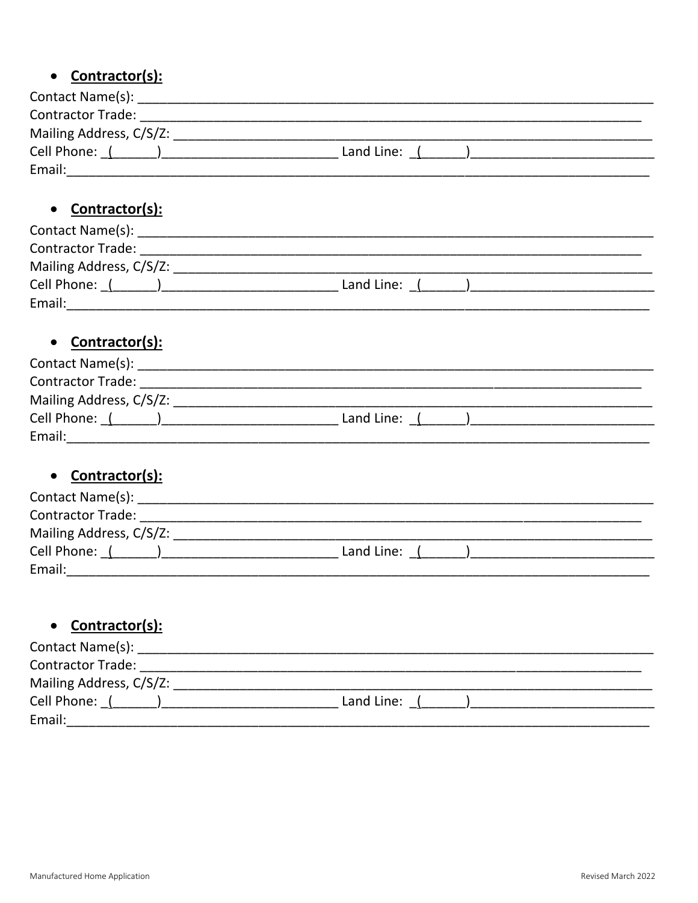- **Contractor(s):**

Contact Name(s): ___________________________________________________________________________
Contractor Trade: _________________________________________________________________________
Mailing Address, C/S/Z: ____________________________________________________________________
Cell Phone: _(______)________________________ Land Line: _(______)_________________________
Email:_________________________________________________________________________________

- **Contractor(s):**

Contact Name(s): ___________________________________________________________________________
Contractor Trade: _________________________________________________________________________
Mailing Address, C/S/Z: ____________________________________________________________________
Cell Phone: _(______)________________________ Land Line: _(______)_________________________
Email:_________________________________________________________________________________

- **Contractor(s):**

Contact Name(s): ___________________________________________________________________________
Contractor Trade: _________________________________________________________________________
Mailing Address, C/S/Z: ____________________________________________________________________
Cell Phone: _(______)________________________ Land Line: _(______)_________________________
Email:_________________________________________________________________________________

- **Contractor(s):**

Contact Name(s): ___________________________________________________________________________
Contractor Trade: _________________________________________________________________________
Mailing Address, C/S/Z: ____________________________________________________________________
Cell Phone: _(______)________________________ Land Line: _(______)_________________________
Email:_________________________________________________________________________________

- **Contractor(s):**

Contact Name(s): ___________________________________________________________________________
Contractor Trade: _________________________________________________________________________
Mailing Address, C/S/Z: ____________________________________________________________________
Cell Phone: _(______)________________________ Land Line: _(______)_________________________
Email:_________________________________________________________________________________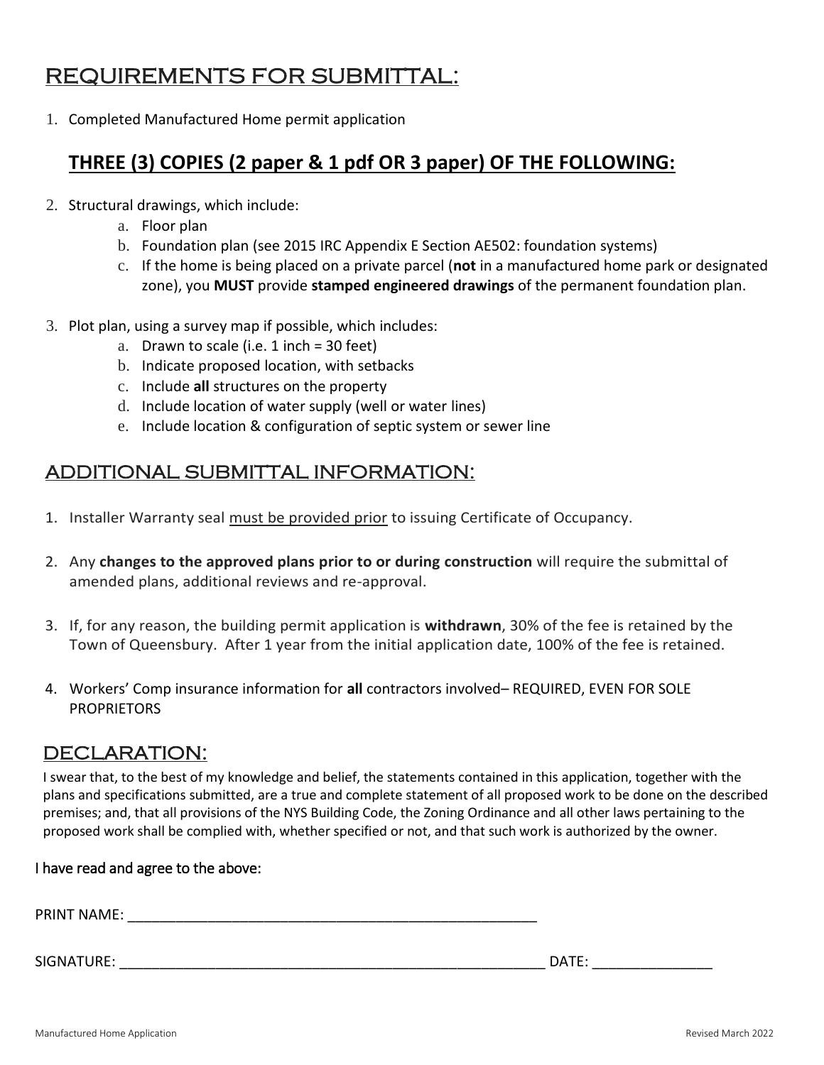## REQUIREMENTS FOR SUBMITTAL:

1. Completed Manufactured Home permit application

### THREE (3) COPIES (2 paper & 1 pdf OR 3 paper) OF THE FOLLOWING:

2. Structural drawings, which include:
   a. Floor plan
   b. Foundation plan (see 2015 IRC Appendix E Section AE502: foundation systems)
   c. If the home is being placed on a private parcel (**not** in a manufactured home park or designated zone), you **MUST** provide **stamped engineered drawings** of the permanent foundation plan.

3. Plot plan, using a survey map if possible, which includes:
   a. Drawn to scale (i.e. 1 inch = 30 feet)
   b. Indicate proposed location, with setbacks
   c. Include **all** structures on the property
   d. Include location of water supply (well or water lines)
   e. Include location & configuration of septic system or sewer line

## ADDITIONAL SUBMITTAL INFORMATION:

1. Installer Warranty seal <u>must be provided prior</u> to issuing Certificate of Occupancy.

2. Any **changes to the approved plans prior to or during construction** will require the submittal of amended plans, additional reviews and re-approval.

3. If, for any reason, the building permit application is **withdrawn**, 30% of the fee is retained by the Town of Queensbury. After 1 year from the initial application date, 100% of the fee is retained.

4. Workers' Comp insurance information for **all** contractors involved– REQUIRED, EVEN FOR SOLE PROPRIETORS

## DECLARATION:

I swear that, to the best of my knowledge and belief, the statements contained in this application, together with the plans and specifications submitted, are a true and complete statement of all proposed work to be done on the described premises; and, that all provisions of the NYS Building Code, the Zoning Ordinance and all other laws pertaining to the proposed work shall be complied with, whether specified or not, and that such work is authorized by the owner.

I have read and agree to the above:

PRINT NAME: ______________________________________________________

SIGNATURE: ________________________________________________________ DATE: _______________